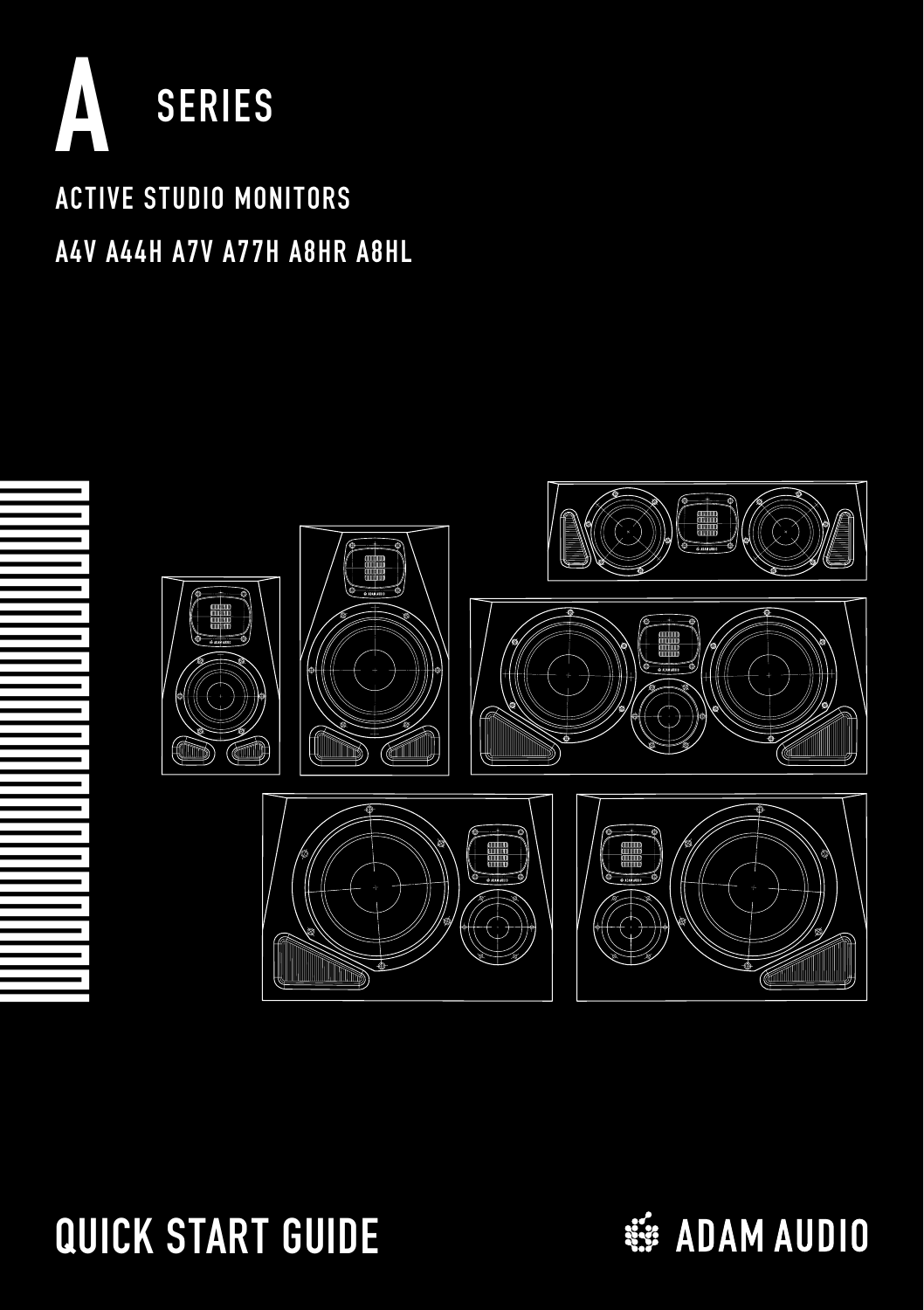# A SERIES

## ACTIVE STUDIO MONITORS

## A4V A44H A7V A77H A8HR A8HL

# QUICK START GUIDE

ADAM AUDIO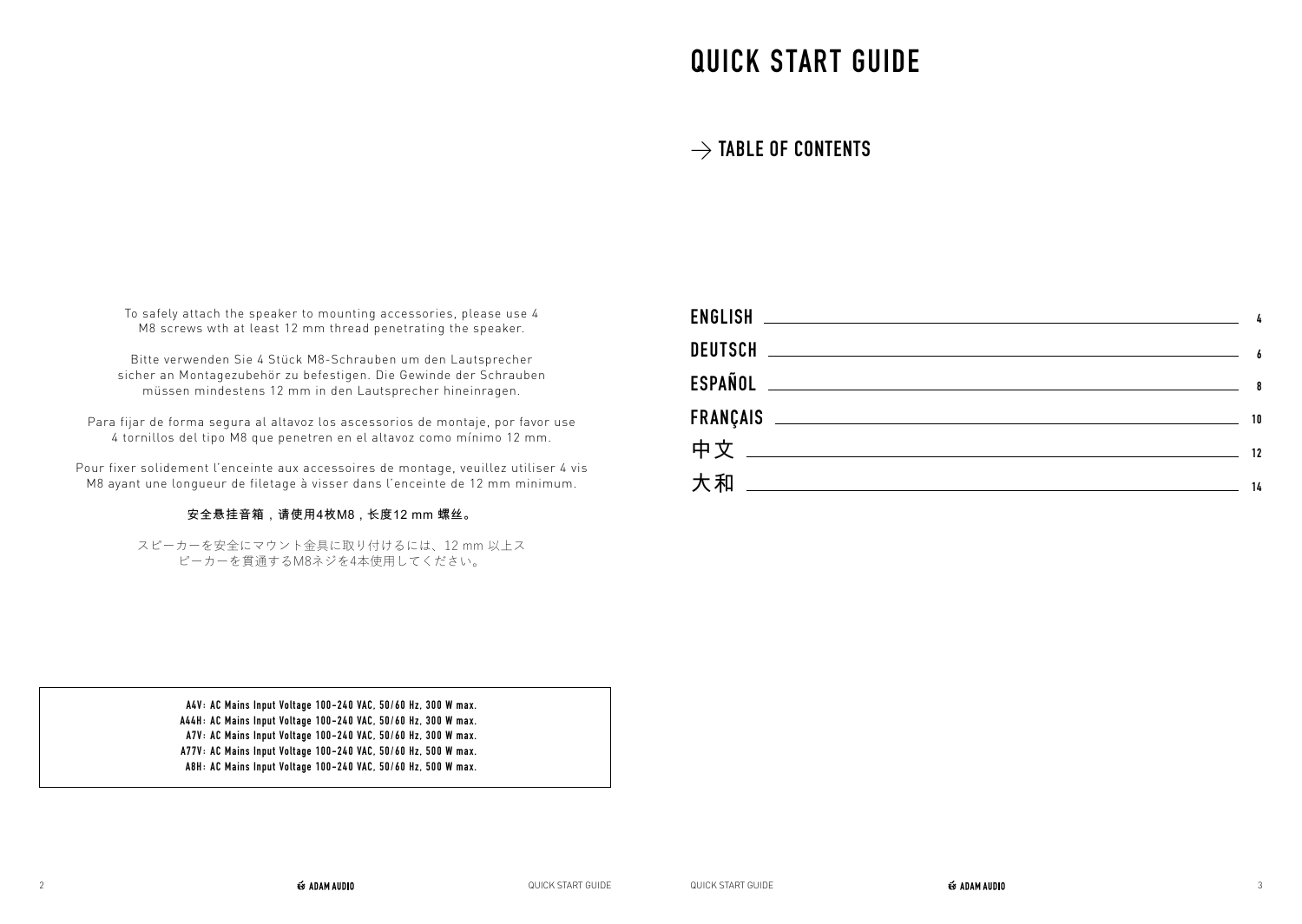To safely attach the speaker to mounting accessories, please use 4 M8 screws wth at least 12 mm thread penetrating the speaker.

Bitte verwenden Sie 4 Stück M8-Schrauben um den Lautsprecher sicher an Montagezubehör zu befestigen. Die Gewinde der Schrauben müssen mindestens 12 mm in den Lautsprecher hineinragen.

Para fijar de forma segura al altavoz los ascessorios de montaje, por favor use 4 tornillos del tipo M8 que penetren en el altavoz como mínimo 12 mm.

Pour fixer solidement l'enceinte aux accessoires de montage, veuillez utiliser 4 vis M8 ayant une longueur de filetage à visser dans l'enceinte de 12 mm minimum.

**安全悬挂音箱，请使用4枚M8，长度12 mm 螺丝。**

スピーカーを安全にマウント金具に取り付けるには、12 mm 以上スピーカーを貫通するM8ネジを4本使用してください。

**A4V: AC Mains Input Voltage 100-240 VAC, 50/60 Hz, 300 W max.**
**A44H: AC Mains Input Voltage 100-240 VAC, 50/60 Hz, 300 W max.**
**A7V: AC Mains Input Voltage 100-240 VAC, 50/60 Hz, 300 W max.**
**A77V: AC Mains Input Voltage 100-240 VAC, 50/60 Hz, 500 W max.**
**A8H: AC Mains Input Voltage 100-240 VAC, 50/60 Hz, 500 W max.**

# QUICK START GUIDE

## → TABLE OF CONTENTS

| | |
|---|---|
| **ENGLISH** | 4 |
| **DEUTSCH** | 6 |
| **ESPAÑOL** | 8 |
| **FRANÇAIS** | 10 |
| 中文 | 12 |
| 大和 | 14 |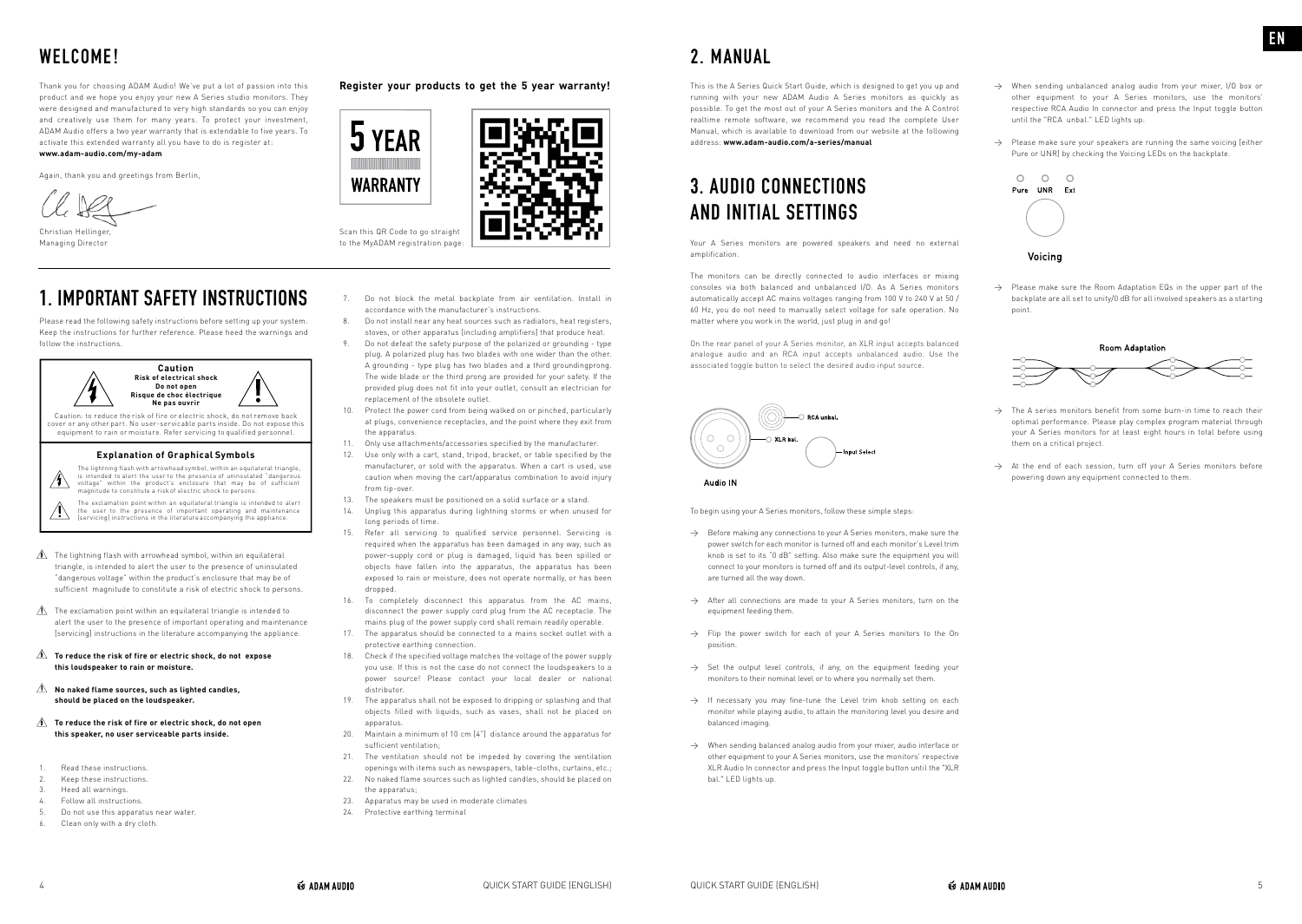## WELCOME!

Thank you for choosing ADAM Audio! We've put a lot of passion into this product and we hope you enjoy your new A Series studio monitors. They were designed and manufactured to very high standards so you can enjoy and creatively use them for many years. To protect your investment, ADAM Audio offers a two year warranty that is extendable to five years. To activate this extended warranty all you have to do is register at:
**www.adam-audio.com/my-adam**

Again, thank you and greetings from Berlin,

Christian Hellinger,
Managing Director

**Register your products to get the 5 year warranty!**

5 YEAR WARRANTY

Scan this QR Code to go straight to the MyADAM registration page.

# 1. IMPORTANT SAFETY INSTRUCTIONS

Please read the following safety instructions before setting up your system. Keep the instructions for further reference. Please heed the warnings and follow the instructions.

**Caution**
**Risk of electrical shock**
**Do not open**
**Risque de choc électrique**
**Ne pas ouvrir**

Caution: to reduce the risk of fire or electric shock, do not remove back cover or any other part. No user-servicable parts inside. Do not expose this equipment to rain or moisture. Refer servicing to qualified personnel.

**Explanation of Graphical Symbols**

The lightning flash with arrowhead symbol, within an equilateral triangle, is intended to alert the user to the presence of uninsulated "dangerous voltage" within the product's enclosure that may be of sufficient magnitude to constitute a risk of electric shock to persons.

The exclamation point within an equilateral triangle is intended to alert the user to the presence of important operating and maintenance (servicing) instructions in the literature accompanying the appliance.

⚠ The lightning flash with arrowhead symbol, within an equilateral triangle, is intended to alert the user to the presence of uninsulated "dangerous voltage" within the product's enclosure that may be of sufficient magnitude to constitute a risk of electric shock to persons.

⚠ The exclamation point within an equilateral triangle is intended to alert the user to the presence of important operating and maintenance (servicing) instructions in the literature accompanying the appliance.

⚠ **To reduce the risk of fire or electric shock, do not expose this loudspeaker to rain or moisture.**

⚠ **No naked flame sources, such as lighted candles, should be placed on the loudspeaker.**

⚠ **To reduce the risk of fire or electric shock, do not open this speaker, no user serviceable parts inside.**

1. Read these instructions.
2. Keep these instructions.
3. Heed all warnings.
4. Follow all instructions.
5. Do not use this apparatus near water.
6. Clean only with a dry cloth.
7. Do not block the metal backplate from air ventilation. Install in accordance with the manufacturer's instructions.
8. Do not install near any heat sources such as radiators, heat registers, stoves, or other apparatus (including amplifiers) that produce heat.
9. Do not defeat the safety purpose of the polarized or grounding - type plug. A polarized plug has two blades with one wider than the other. A grounding - type plug has two blades and a third groundingprong. The wide blade or the third prong are provided for your safety. If the provided plug does not fit into your outlet, consult an electrician for replacement of the obsolete outlet.
10. Protect the power cord from being walked on or pinched, particularly at plugs, convenience receptacles, and the point where they exit from the apparatus.
11. Only use attachments/accessories specified by the manufacturer.
12. Use only with a cart, stand, tripod, bracket, or table specified by the manufacturer, or sold with the apparatus. When a cart is used, use caution when moving the cart/apparatus combination to avoid injury from tip-over.
13. The speakers must be positioned on a solid surface or a stand.
14. Unplug this apparatus during lightning storms or when unused for long periods of time.
15. Refer all servicing to qualified service personnel. Servicing is required when the apparatus has been damaged in any way, such as power-supply cord or plug is damaged, liquid has been spilled or objects have fallen into the apparatus, the apparatus has been exposed to rain or moisture, does not operate normally, or has been dropped.
16. To completely disconnect this apparatus from the AC mains, disconnect the power supply cord plug from the AC receptacle. The mains plug of the power supply cord shall remain readily operable.
17. The apparatus should be connected to a mains socket outlet with a protective earthing connection.
18. Check if the specified voltage matches the voltage of the power supply you use. If this is not the case do not connect the loudspeakers to a power source! Please contact your local dealer or national distributor.
19. The apparatus shall not be exposed to dripping or splashing and that objects filled with liquids, such as vases, shall not be placed on apparatus.
20. Maintain a minimum of 10 cm (4") distance around the apparatus for sufficient ventilation;
21. The ventilation should not be impeded by covering the ventilation openings with items such as newspapers, table-cloths, curtains, etc.;
22. No naked flame sources such as lighted candles, should be placed on the apparatus;
23. Apparatus may be used in moderate climates
24. Protective earthing terminal

# 2. MANUAL

This is the A Series Quick Start Guide, which is designed to get you up and running with your new ADAM Audio A Series monitors as quickly as possible. To get the most out of your A Series monitors and the A Control realtime remote software, we recommend you read the complete User Manual, which is available to download from our website at the following address: **www.adam-audio.com/a-series/manual**

# 3. AUDIO CONNECTIONS AND INITIAL SETTINGS

Your A Series monitors are powered speakers and need no external amplification.

The monitors can be directly connected to audio interfaces or mixing consoles via both balanced and unbalanced I/O. As A Series monitors automatically accept AC mains voltages ranging from 100 V to 240 V at 50 / 60 Hz, you do not need to manually select voltage for safe operation. No matter where you work in the world, just plug in and go!

On the rear panel of your A Series monitor, an XLR input accepts balanced analogue audio and an RCA input accepts unbalanced audio. Use the associated toggle button to select the desired audio input source.

RCA unbal. — XLR bal. — Input Select

Audio IN

To begin using your A Series monitors, follow these simple steps:

→ Before making any connections to your A Series monitors, make sure the power switch for each monitor is turned off and each monitor's Level trim knob is set to its "0 dB" setting. Also make sure the equipment you will connect to your monitors is turned off and its output-level controls, if any, are turned all the way down.

→ After all connections are made to your A Series monitors, turn on the equipment feeding them.

→ Flip the power switch for each of your A Series monitors to the On position.

→ Set the output level controls, if any, on the equipment feeding your monitors to their nominal level or to where you normally set them.

→ If necessary you may fine-tune the Level trim knob setting on each monitor while playing audio, to attain the monitoring level you desire and balanced imaging.

→ When sending balanced analog audio from your mixer, audio interface or other equipment to your A Series monitors, use the monitors' respective XLR Audio In connector and press the Input toggle button until the "XLR bal." LED lights up.

→ When sending unbalanced analog audio from your mixer, I/O box or other equipment to your A Series monitors, use the monitors' respective RCA Audio In connector and press the Input toggle button until the "RCA unbal." LED lights up.

→ Please make sure your speakers are running the same voicing (either Pure or UNR) by checking the Voicing LEDs on the backplate.

Pure — UNR — Ext

Voicing

→ Please make sure the Room Adaptation EQs in the upper part of the backplate are all set to unity/0 dB for all involved speakers as a starting point.

Room Adaptation

→ The A series monitors benefit from some burn-in time to reach their optimal performance. Please play complex program material through your A Series monitors for at least eight hours in total before using them on a critical project.

→ At the end of each session, turn off your A Series monitors before powering down any equipment connected to them.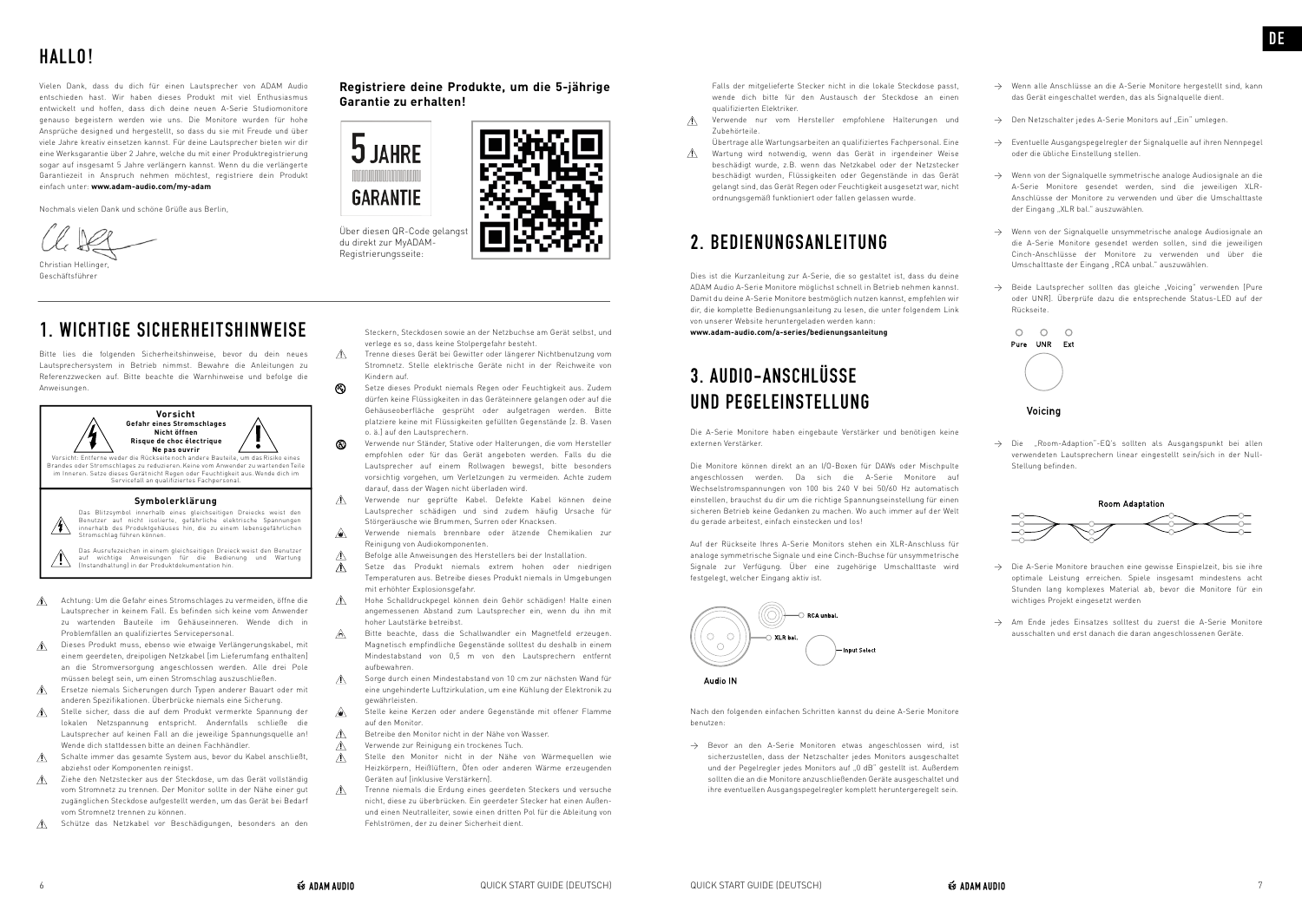# HALLO!

Vielen Dank, dass du dich für einen Lautsprecher von ADAM Audio entschieden hast. Wir haben dieses Produkt mit viel Enthusiasmus entwickelt und hoffen, dass dich deine neuen A-Serie Studiomonitore genauso begeistern werden wie uns. Die Monitore wurden für hohe Ansprüche designed und hergestellt, so dass du sie mit Freude und über viele Jahre kreativ einsetzen kannst. Für deine Lautsprecher bieten wir dir eine Werksgarantie über 2 Jahre, welche du mit einer Produktregistrierung sogar auf insgesamt 5 Jahre verlängern kannst. Wenn du die verlängerte Garantiezeit in Anspruch nehmen möchtest, registriere dein Produkt einfach unter: **www.adam-audio.com/my-adam**

Nochmals vielen Dank und schöne Grüße aus Berlin,

Christian Hellinger,
Geschäftsführer

**Registriere deine Produkte, um die 5-jährige Garantie zu erhalten!**

5 JAHRE GARANTIE

Über diesen QR-Code gelangst du direkt zur MyADAM-Registrierungsseite:

# 1. WICHTIGE SICHERHEITSHINWEISE

Bitte lies die folgenden Sicherheitshinweise, bevor du dein neues Lautsprechersystem in Betrieb nimmst. Bewahre die Anleitungen zu Referenzzwecken auf. Bitte beachte die Warnhinweise und befolge die Anweisungen.

**Vorsicht**
**Gefahr eines Stromschlages**
**Nicht öffnen**
**Risque de choc électrique**
**Ne pas ouvrir**

Vorsicht: Entferne weder die Rückseite noch andere Bauteile, um das Risiko eines Brandes oder Stromschlages zu reduzieren. Keine vom Anwender zu wartenden Teile im Inneren. Setze dieses Gerät nicht Regen oder Feuchtigkeit aus. Wende dich im Servicefall an qualifiziertes Fachpersonal.

**Symbolerklärung**

Das Blitzsymbol innerhalb eines gleichseitigen Dreiecks weist den Benutzer auf nicht isolierte, gefährliche elektrische Spannungen innerhalb des Produktgehäuses hin, die zu einem lebensgefährlichen Stromschlag führen können.

Das Ausrufezeichen in einem gleichseitigen Dreieck weist den Benutzer auf wichtige Anweisungen für die Bedienung und Wartung (Instandhaltung) in der Produktdokumentation hin.

- Achtung: Um die Gefahr eines Stromschlages zu vermeiden, öffne die Lautsprecher in keinem Fall. Es befinden sich keine vom Anwender zu wartenden Bauteile im Gehäuseinneren. Wende dich in Problemfällen an qualifiziertes Servicepersonal.
- Dieses Produkt muss, ebenso wie etwaige Verlängerungskabel, mit einem geerdeten, dreipoligen Netzkabel (im Lieferumfang enthalten) an die Stromversorgung angeschlossen werden. Alle drei Pole müssen belegt sein, um einen Stromschlag auszuschließen.
- Ersetze niemals Sicherungen durch Typen anderer Bauart oder mit anderen Spezifikationen. Überbrücke niemals eine Sicherung.
- Stelle sicher, dass die auf dem Produkt vermerkte Spannung der lokalen Netzspannung entspricht. Andernfalls schließe die Lautsprecher auf keinen Fall an die jeweilige Spannungsquelle an! Wende dich stattdessen bitte an deinen Fachhändler.
- Schalte immer das gesamte System aus, bevor du Kabel anschließt, abziehst oder Komponenten reinigst.
- Ziehe den Netzstecker aus der Steckdose, um das Gerät vollständig vom Stromnetz zu trennen. Der Monitor sollte in der Nähe einer gut zugänglichen Steckdose aufgestellt werden, um das Gerät bei Bedarf vom Stromnetz trennen zu können.
- Schütze das Netzkabel vor Beschädigungen, besonders an den Steckern, Steckdosen sowie an der Netzbuchse am Gerät selbst, und verlege es so, dass keine Stolpergefahr besteht.
- Trenne dieses Gerät bei Gewitter oder längerer Nichtbenutzung vom Stromnetz. Stelle elektrische Geräte nicht in der Reichweite von Kindern auf.
- Setze dieses Produkt niemals Regen oder Feuchtigkeit aus. Zudem dürfen keine Flüssigkeiten in das Geräteinnere gelangen oder auf die Gehäuseoberfläche gesprüht oder aufgetragen werden. Bitte platziere keine mit Flüssigkeiten gefüllten Gegenstände (z. B. Vasen o. ä.) auf den Lautsprechern.
- Verwende nur Ständer, Stative oder Halterungen, die vom Hersteller empfohlen oder für das Gerät angeboten werden. Falls du die Lautsprecher auf einem Rollwagen bewegst, bitte besonders vorsichtig vorgehen, um Verletzungen zu vermeiden. Achte zudem darauf, dass der Wagen nicht überladen wird.
- Verwende nur geprüfte Kabel. Defekte Kabel können deine Lautsprecher schädigen und sind zudem häufig Ursache für Störgeräusche wie Brummen, Surren oder Knacksen.
- Verwende niemals brennbare oder ätzende Chemikalien zur Reinigung von Audiokomponenten.
- Befolge alle Anweisungen des Herstellers bei der Installation.
- Setze das Produkt niemals extrem hohen oder niedrigen Temperaturen aus. Betreibe dieses Produkt niemals in Umgebungen mit erhöhter Explosionsgefahr.
- Hohe Schalldruckpegel können dein Gehör schädigen! Halte einen angemessenen Abstand zum Lautsprecher ein, wenn du ihn mit hoher Lautstärke betreibst.
- Bitte beachte, dass die Schallwandler ein Magnetfeld erzeugen. Magnetisch empfindliche Gegenstände solltest du deshalb in einem Mindestabstand von 0,5 m von den Lautsprechern entfernt aufbewahren.
- Sorge durch einen Mindestabstand von 10 cm zur nächsten Wand für eine ungehinderte Luftzirkulation, um eine Kühlung der Elektronik zu gewährleisten.
- Stelle keine Kerzen oder andere Gegenstände mit offener Flamme auf den Monitor.
- Betreibe den Monitor nicht in der Nähe von Wasser.
- Verwende zur Reinigung ein trockenes Tuch.
- Stelle den Monitor nicht in der Nähe von Wärmequellen wie Heizkörpern, Heißlüftern, Öfen oder anderen Wärme erzeugenden Geräten auf (inklusive Verstärkern).
- Trenne niemals die Erdung eines geerdeten Steckers und versuche nicht, diese zu überbrücken. Ein geerdeter Stecker hat einen Außen- und einen Neutralleiter, sowie einen dritten Pol für die Ableitung von Fehlströmen, der zu deiner Sicherheit dient. Falls der mitgelieferte Stecker nicht in die lokale Steckdose passt, wende dich bitte für den Austausch der Steckdose an einen qualifizierten Elektriker.
- Verwende nur vom Hersteller empfohlene Halterungen und Zubehörteile.
- Übertrage alle Wartungsarbeiten an qualifiziertes Fachpersonal. Eine Wartung wird notwendig, wenn das Gerät in irgendeiner Weise beschädigt wurde, z.B. wenn das Netzkabel oder der Netzstecker beschädigt wurden, Flüssigkeiten oder Gegenstände in das Gerät gelangt sind, das Gerät Regen oder Feuchtigkeit ausgesetzt war, nicht ordnungsgemäß funktioniert oder fallen gelassen wurde.

# 2. BEDIENUNGSANLEITUNG

Dies ist die Kurzanleitung zur A-Serie, die so gestaltet ist, dass du deine ADAM Audio A-Serie Monitore möglichst schnell in Betrieb nehmen kannst. Damit du deine A-Serie Monitore bestmöglich nutzen kannst, empfehlen wir dir, die komplette Bedienungsanleitung zu lesen, die unter folgendem Link von unserer Website heruntergeladen werden kann:
**www.adam-audio.com/a-series/bedienungsanleitung**

# 3. AUDIO-ANSCHLÜSSE UND PEGELEINSTELLUNG

Die A-Serie Monitore haben eingebaute Verstärker und benötigen keine externen Verstärker.

Die Monitore können direkt an an I/O-Boxen für DAWs oder Mischpulte angeschlossen werden. Da sich die A-Serie Monitore auf Wechselstromspannungen von 100 bis 240 V bei 50/60 Hz automatisch einstellen, brauchst du dir um die richtige Spannungseinstellung für einen sicheren Betrieb keine Gedanken zu machen. Wo auch immer auf der Welt du gerade arbeitest, einfach einstecken und los!

Auf der Rückseite Ihres A-Serie Monitors stehen ein XLR-Anschluss für analoge symmetrische Signale und eine Cinch-Buchse für unsymmetrische Signale zur Verfügung. Über eine zugehörige Umschalttaste wird festgelegt, welcher Eingang aktiv ist.

RCA unbal. · XLR bal. · Input Select

Audio IN

Nach den folgenden einfachen Schritten kannst du deine A-Serie Monitore benutzen:

→ Bevor an den A-Serie Monitoren etwas angeschlossen wird, ist sicherzustellen, dass der Netzschalter jedes Monitors ausgeschaltet und der Pegelregler jedes Monitors auf „0 dB" gestellt ist. Außerdem sollten die an die Monitore anzuschließenden Geräte ausgeschaltet und ihre eventuellen Ausgangspegelregler komplett heruntergeregelt sein.

→ Wenn alle Anschlüsse an die A-Serie Monitore hergestellt sind, kann das Gerät eingeschaltet werden, das als Signalquelle dient.

→ Den Netzschalter jedes A-Serie Monitors auf „Ein" umlegen.

→ Eventuelle Ausgangspegelregler der Signalquelle auf ihren Nennpegel oder die übliche Einstellung stellen.

→ Wenn von der Signalquelle symmetrische analoge Audiosignale an die A-Serie Monitore gesendet werden, sind die jeweiligen XLR-Anschlüsse der Monitore zu verwenden und über die Umschalttaste der Eingang „XLR bal." auszuwählen.

→ Wenn von der Signalquelle unsymmetrische analoge Audiosignale an die A-Serie Monitore gesendet werden sollen, sind die jeweiligen Cinch-Anschlüsse der Monitore zu verwenden und über die Umschalttaste der Eingang „RCA unbal." auszuwählen.

→ Beide Lautsprecher sollten das gleiche „Voicing" verwenden (Pure oder UNR). Überprüfe dazu die entsprechende Status-LED auf der Rückseite.

Pure · UNR · Ext

Voicing

→ Die „Room-Adaption"-EQ's sollten als Ausgangspunkt bei allen verwendeten Lautsprechern linear eingestellt sein/sich in der Null-Stellung befinden.

Room Adaptation

→ Die A-Serie Monitore brauchen eine gewisse Einspielzeit, bis sie ihre optimale Leistung erreichen. Spiele insgesamt mindestens acht Stunden lang komplexes Material ab, bevor die Monitore für ein wichtiges Projekt eingesetzt werden

→ Am Ende jedes Einsatzes solltest du zuerst die A-Serie Monitore ausschalten und erst danach die daran angeschlossenen Geräte.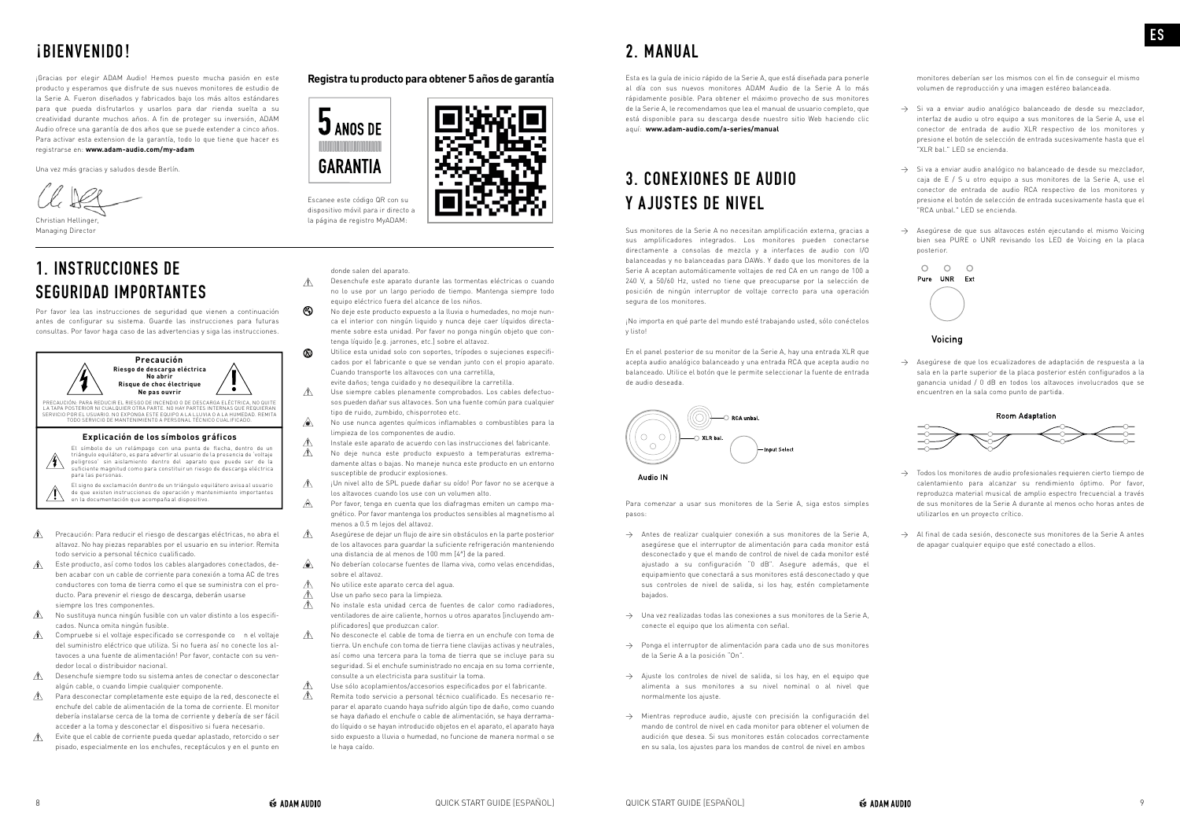# ¡BIENVENIDO!

¡Gracias por elegir ADAM Audio! Hemos puesto mucha pasión en este producto y esperamos que disfrute de sus nuevos monitores de estudio de la Serie A. Fueron diseñados y fabricados bajo los más altos estándares para que pueda disfrutarlos y usarlos para dar rienda suelta a su creatividad durante muchos años. A fin de proteger su inversión, ADAM Audio ofrece una garantía de dos años que se puede extender a cinco años. Para activar esta extension de la garantía, todo lo que tiene que hacer es registrarse en: **www.adam-audio.com/my-adam**

Una vez más gracias y saludos desde Berlín.

Christian Hellinger,
Managing Director

**Registra tu producto para obtener 5 años de garantía**

5 ANOS DE GARANTIA

Escanee este código QR con su dispositivo móvil para ir directo a la página de registro MyADAM.

# 1. INSTRUCCIONES DE SEGURIDAD IMPORTANTES

Por favor lea las instrucciones de seguridad que vienen a continuación antes de configurar su sistema. Guarde las instrucciones para futuras consultas. Por favor haga caso de las advertencias y siga las instrucciones.

**Precaución**
**Riesgo de descarga eléctrica**
**No abrir**
**Risque de choc électrique**
**Ne pas ouvrir**

PRECAUCIÓN: PARA REDUCIR EL RIESGO DE INCENDIO O DE DESCARGA ELÉCTRICA, NO QUITE LA TAPA POSTERIOR NI CUALQUIER OTRA PARTE. NO HAY PARTES INTERNAS QUE REQUIERAN SERVICIO POR EL USUARIO. NO EXPONGA ESTE EQUIPO A LA LLUVIA O A LA HUMEDAD. REMITA TODO SERVICIO DE MANTENIMIENTO A PERSONAL TÉCNICO CUALIFICADO.

**Explicación de los símbolos gráficos**

El símbolo de un relámpago con una punta de flecha, dentro de un triángulo equilátero, es para advertir al usuario de la presencia de 'voltaje peligroso' sin aislamiento dentro del aparato que puede ser de la suficiente magnitud como para constituir un riesgo de descarga eléctrica para las personas.

El signo de exclamación dentro de un triángulo equilátero avisa al usuario de que existen instrucciones de operación y mantenimiento importantes en la documentación que acompaña al dispositivo.

- Precaución: Para reducir el riesgo de descargas eléctricas, no abra el altavoz. No hay piezas reparables por el usuario en su interior. Remita todo servicio a personal técnico cualificado.
- Este producto, así como todos los cables alargadores conectados, deben acabar con un cable de corriente para conexión a toma AC de tres conductores con toma de tierra como el que se suministra con el producto. Para prevenir el riesgo de descarga, deberán usarse siempre los tres componentes.
- No sustituya nunca ningún fusible con un valor distinto a los especificados. Nunca omita ningún fusible.
- Compruebe si el voltaje especificado se corresponde co n el voltaje del suministro eléctrico que utiliza. Si no fuera así no conecte los altavoces a una fuente de alimentación! Por favor, contacte con su vendedor local o distribuidor nacional.
- Desenchufe siempre todo su sistema antes de conectar o desconectar algún cable, o cuando limpie cualquier componente.
- Para desconectar completamente este equipo de la red, desconecte el enchufe del cable de alimentación de la toma de corriente. El monitor debería instalarse cerca de la toma de corriente y debería de ser fácil acceder a la toma y desconectar el dispositivo si fuera necesario.
- Evite que el cable de corriente pueda quedar aplastado, retorcido o ser pisado, especialmente en los enchufes, receptáculos y en el punto en donde salen del aparato.
- Desenchufe este aparato durante las tormentas eléctricas o cuando no lo use por un largo periodo de tiempo. Mantenga siempre todo equipo eléctrico fuera del alcance de los niños.
- No deje este producto expuesto a la lluvia o humedades, no moje nunca el interior con ningún líquido y nunca deje caer líquidos directamente sobre esta unidad. Por favor no ponga ningún objeto que contenga líquido [e.g. jarrones, etc.] sobre el altavoz.
- Utilice esta unidad solo con soportes, trípodes o sujeciones especificados por el fabricante o que se vendan junto con el propio aparato. Cuando transporte los altavoces con una carretilla, evite daños; tenga cuidado y no desequilibre la carretilla.
- Use siempre cables plenamente comprobados. Los cables defectuosos pueden dañar sus altavoces. Son una fuente común para cualquier tipo de ruido, zumbido, chisporroteo etc.
- No use nunca agentes químicos inflamables o combustibles para la limpieza de los componentes de audio.
- Instale este aparato de acuerdo con las instrucciones del fabricante.
- No deje nunca este producto expuesto a temperaturas extremadamente altas o bajas. No maneje nunca este producto en un entorno susceptible de producir explosiones.
- ¡Un nivel alto de SPL puede dañar su oído! Por favor no se acerque a los altavoces cuando los use con un volumen alto.
- Por favor, tenga en cuenta que los diafragmas emiten un campo magnético. Por favor mantenga los productos sensibles al magnetismo al menos a 0.5 m lejos del altavoz.
- Asegúrese de dejar un flujo de aire sin obstáculos en la parte posterior de los altavoces para guardar la suficiente refrigeración manteniendo una distancia de al menos de 100 mm [4"] de la pared.
- No deberían colocarse fuentes de llama viva, como velas encendidas, sobre el altavoz.
- No utilice este aparato cerca del agua.
- Use un paño seco para la limpieza.
- No instale esta unidad cerca de fuentes de calor como radiadores, ventiladores de aire caliente, hornos u otros aparatos [incluyendo amplificadores] que produzcan calor.
- No desconecte el cable de toma de tierra en un enchufe con toma de tierra. Un enchufe con toma de tierra tiene clavijas activas y neutrales, así como una tercera para la toma de tierra que se incluye para su seguridad. Si el enchufe suministrado no encaja en su toma corriente, consulte a un electricista para sustituir la toma.
- Use sólo acoplamientos/accesorios especificados por el fabricante.
- Remita todo servicio a personal técnico cualificado. Es necesario reparar el aparato cuando haya sufrido algún tipo de daño, como cuando se haya dañado el enchufe o cable de alimentación, se haya derramado líquido o se hayan introducido objetos en el aparato, el aparato haya sido expuesto a lluvia o humedad, no funcione de manera normal o se le haya caído.

# 2. MANUAL

Esta es la guía de inicio rápido de la Serie A, que está diseñada para ponerle al día con sus nuevos monitores ADAM Audio de la Serie A lo más rápidamente posible. Para obtener el máximo provecho de sus monitores de la Serie A, le recomendamos que lea el manual de usuario completo, que está disponible para su descarga desde nuestro sitio Web haciendo clic aquí: **www.adam-audio.com/a-series/manual**

# 3. CONEXIONES DE AUDIO Y AJUSTES DE NIVEL

Sus monitores de la Serie A no necesitan amplificación externa, gracias a sus amplificadores integrados. Los monitores pueden conectarse directamente a consolas de mezcla y a interfaces de audio con I/O balanceadas y no balanceadas para DAWs. Y dado que los monitores de la Serie A aceptan automáticamente voltajes de red CA en un rango de 100 a 240 V, a 50/60 Hz, usted no tiene que preocuparse por la selección de posición de ningún interruptor de voltaje correcto para una operación segura de los monitores.

¡No importa en qué parte del mundo esté trabajando usted, sólo conéctelos y listo!

En el panel posterior de su monitor de la Serie A, hay una entrada XLR que acepta audio analógico balanceado y una entrada RCA que acepta audio no balanceado. Utilice el botón que le permite seleccionar la fuente de entrada de audio deseada.

RCA unbal. · XLR bal. · Input Select · Audio IN

Para comenzar a usar sus monitores de la Serie A, siga estos simples pasos:

→ Antes de realizar cualquier conexión a sus monitores de la Serie A, asegúrese que el interruptor de alimentación para cada monitor está desconectado y que el mando de control de nivel de cada monitor esté ajustado a su configuración "0 dB". Asegure además, que el equipamiento que conectará a sus monitores está desconectado y que sus controles de nivel de salida, si los hay, estén completamente bajados.

→ Una vez realizadas todas las conexiones a sus monitores de la Serie A, conecte el equipo que los alimenta con señal.

→ Ponga el interruptor de alimentación para cada uno de sus monitores de la Serie A a la posición "On".

→ Ajuste los controles de nivel de salida, si los hay, en el equipo que alimenta a sus monitores a su nivel nominal o al nivel que normalmente los ajuste.

→ Mientras reproduce audio, ajuste con precisión la configuración del mando de control de nivel en cada monitor para obtener el volumen de audición que desea. Si sus monitores están colocados correctamente en su sala, los ajustes para los mandos de control de nivel en ambos monitores deberían ser los mismos con el fin de conseguir el mismo volumen de reproducción y una imagen estéreo balanceada.

→ Si va a enviar audio analógico balanceado de desde su mezclador, interfaz de audio u otro equipo a sus monitores de la Serie A, use el conector de entrada de audio XLR respectivo de los monitores y presione el botón de selección de entrada sucesivamente hasta que el "XLR bal." LED se encienda.

→ Si va a enviar audio analógico no balanceado de desde su mezclador, caja de E / S u otro equipo a sus monitores de la Serie A, use el conector de entrada de audio RCA respectivo de los monitores y presione el botón de selección de entrada sucesivamente hasta que el "RCA unbal." LED se encienda.

→ Asegúrese de que sus altavoces estén ejecutando el mismo Voicing bien sea PURE o UNR revisando los LED de Voicing en la placa posterior.

Pure · UNR · Ext · Voicing

→ Asegúrese de que los ecualizadores de adaptación de respuesta a la sala en la parte superior de la placa posterior estén configurados a la ganancia unidad / 0 dB en todos los altavoces involucrados que se encuentren en la sala como punto de partida.

Room Adaptation

→ Todos los monitores de audio profesionales requieren cierto tiempo de calentamiento para alcanzar su rendimiento óptimo. Por favor, reproduzca material musical de amplio espectro frecuencial a través de sus monitores de la Serie A durante al menos ocho horas antes de utilizarlos en un proyecto crítico.

→ Al final de cada sesión, desconecte sus monitores de la Serie A antes de apagar cualquier equipo que esté conectado a ellos.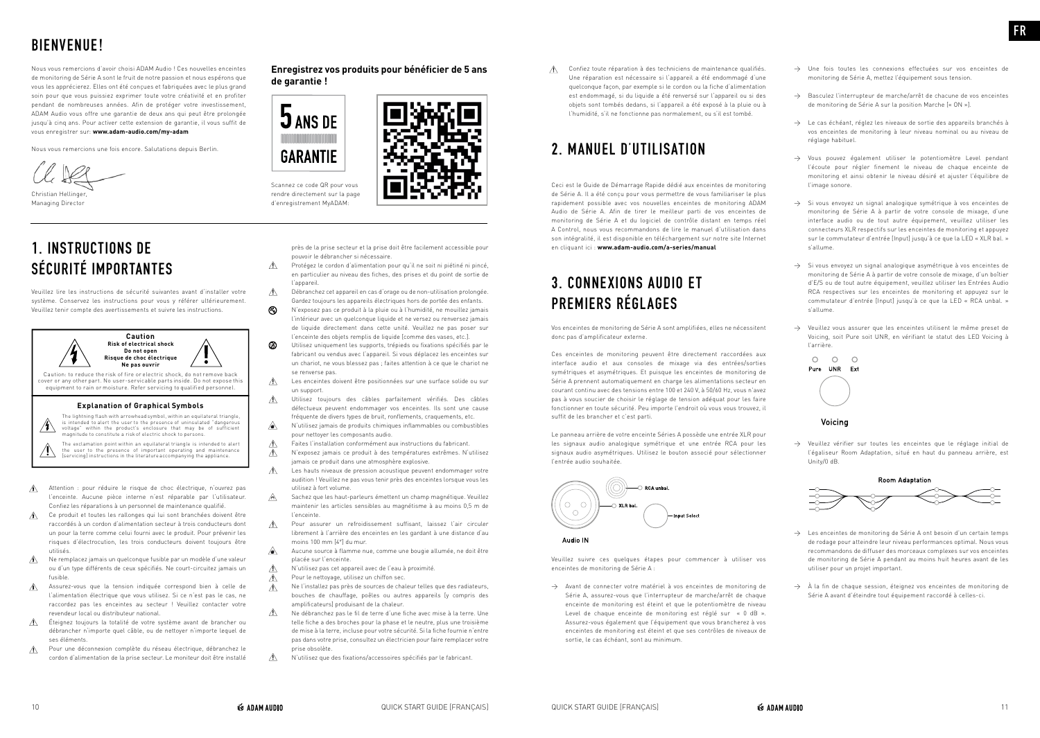# BIENVENUE!

Nous vous remercions d'avoir choisi ADAM Audio ! Ces nouvelles enceintes de monitoring de Série A sont le fruit de notre passion et nous espérons que vous les apprécierez. Elles ont été conçues et fabriquées avec le plus grand soin pour que vous puissiez exprimer toute votre créativité et en profiter pendant de nombreuses années. Afin de protéger votre investissement, ADAM Audio vous offre une garantie de deux ans qui peut être prolongée jusqu'à cinq ans. Pour activer cette extension de garantie, il vous suffit de vous enregistrer sur: **www.adam-audio.com/my-adam**

Nous vous remercions une fois encore. Salutations depuis Berlin.

Christian Hellinger,
Managing Director

**Enregistrez vos produits pour bénéficier de 5 ans de garantie !**

5 ANS DE GARANTIE

Scannez ce code QR pour vous rendre directement sur la page d'enregistrement MyADAM:

# 1. INSTRUCTIONS DE SÉCURITÉ IMPORTANTES

Veuillez lire les instructions de sécurité suivantes avant d'installer votre système. Conservez les instructions pour vous y référer ultérieurement. Veuillez tenir compte des avertissements et suivre les instructions.

**Caution**
**Risk of electrical shock**
**Do not open**
**Risque de choc électrique**
**Ne pas ouvrir**

Caution: to reduce the risk of fire or electric shock, do not remove back cover or any other part. No user-servicable parts inside. Do not expose this equipment to rain or moisture. Refer servicing to qualified personnel.

**Explanation of Graphical Symbols**

The lightning flash with arrowhead symbol, within an equilateral triangle, is intended to alert the user to the presence of uninsulated "dangerous voltage" within the product's enclosure that may be of sufficient magnitude to constitute a risk of electric shock to persons.

The exclamation point within an equilateral triangle is intended to alert the user to the presence of important operating and maintenance (servicing) instructions in the literature accompanying the appliance.

- Attention : pour réduire le risque de choc électrique, n'ouvrez pas l'enceinte. Aucune pièce interne n'est réparable par l'utilisateur. Confiez les réparations à un personnel de maintenance qualifié.
- Ce produit et toutes les rallonges qui lui sont branchées doivent être raccordés à un cordon d'alimentation secteur à trois conducteurs dont un pour la terre comme celui fourni avec le produit. Pour prévenir les risques d'électrocution, les trois conducteurs doivent toujours être utilisés.
- Ne remplacez jamais un quelconque fusible par un modèle d'une valeur ou d'un type différents de ceux spécifiés. Ne court-circuitez jamais un fusible.
- Assurez-vous que la tension indiquée correspond bien à celle de l'alimentation électrique que vous utilisez. Si ce n'est pas le cas, ne raccordez pas les enceintes au secteur ! Veuillez contacter votre revendeur local ou distributeur national.
- Éteignez toujours la totalité de votre système avant de brancher ou débrancher n'importe quel câble, ou de nettoyer n'importe lequel de ses éléments.
- Pour une déconnexion complète du réseau électrique, débranchez le cordon d'alimentation de la prise secteur. Le moniteur doit être installé près de la prise secteur et la prise doit être facilement accessible pour pouvoir le débrancher si nécessaire.
- Protégez le cordon d'alimentation pour qu'il ne soit ni piétiné ni pincé, en particulier au niveau des fiches, des prises et du point de sortie de l'appareil.
- Débranchez cet appareil en cas d'orage ou de non-utilisation prolongée. Gardez toujours les appareils électriques hors de portée des enfants.
- N'exposez pas ce produit à la pluie ou à l'humidité, ne mouillez jamais l'intérieur avec un quelconque liquide et ne versez ou renversez jamais de liquide directement dans cette unité. Veuillez ne pas poser sur l'enceinte des objets remplis de liquide (comme des vases, etc.).
- Utilisez uniquement les supports, trépieds ou fixations spécifiés par le fabricant ou vendus avec l'appareil. Si vous déplacez les enceintes sur un chariot, ne vous blessez pas ; faites attention à ce que le chariot ne se renverse pas.
- Les enceintes doivent être positionnées sur une surface solide ou sur un support.
- Utilisez toujours des câbles parfaitement vérifiés. Des câbles défectueux peuvent endommager vos enceintes. Ils sont une cause fréquente de divers types de bruit, ronflements, craquements, etc.
- N'utilisez jamais de produits chimiques inflammables ou combustibles pour nettoyer les composants audio.
- Faites l'installation conformément aux instructions du fabricant.
- N'exposez jamais ce produit à des températures extrêmes. N'utilisez jamais ce produit dans une atmosphère explosive.
- Les hauts niveaux de pression acoustique peuvent endommager votre audition ! Veuillez ne pas vous tenir près des enceintes lorsque vous les utilisez à fort volume.
- Sachez que les haut-parleurs émettent un champ magnétique. Veuillez maintenir les articles sensibles au magnétisme à au moins 0,5 m de l'enceinte.
- Pour assurer un refroidissement suffisant, laissez l'air circuler librement à l'arrière des enceintes en les gardant à une distance d'au moins 100 mm (4") du mur.
- Aucune source à flamme nue, comme une bougie allumée, ne doit être placée sur l'enceinte.
- N'utilisez pas cet appareil avec de l'eau à proximité.
- Pour le nettoyage, utilisez un chiffon sec.
- Ne l'installez pas près de sources de chaleur telles que des radiateurs, bouches de chauffage, poêles ou autres appareils (y compris des amplificateurs) produisant de la chaleur.
- Ne débranchez pas le fil de terre d'une fiche avec mise à la terre. Une telle fiche a des broches pour la phase et le neutre, plus une troisième de mise à la terre, incluse pour votre sécurité. Si la fiche fournie n'entre pas dans votre prise, consultez un électricien pour faire remplacer votre prise obsolète.
- N'utilisez que des fixations/accessoires spécifiés par le fabricant.
- Confiez toute réparation à des techniciens de maintenance qualifiés. Une réparation est nécessaire si l'appareil a été endommagé d'une quelconque façon, par exemple si le cordon ou la fiche d'alimentation est endommagé, si du liquide a été renversé sur l'appareil ou si des objets sont tombés dedans, si l'appareil a été exposé à la pluie ou à l'humidité, s'il ne fonctionne pas normalement, ou s'il est tombé.

# 2. MANUEL D'UTILISATION

Ceci est le Guide de Démarrage Rapide dédié aux enceintes de monitoring de Série A. Il a été conçu pour vous permettre de vous familiariser le plus rapidement possible avec vos nouvelles enceintes de monitoring ADAM Audio de Série A. Afin de tirer le meilleur parti de vos enceintes de monitoring de Série A et du logiciel de contrôle distant en temps réel A Control, nous vous recommandons de lire le manuel d'utilisation dans son intégralité, il est disponible en téléchargement sur notre site Internet en cliquant ici : **www.adam-audio.com/a-series/manual**

# 3. CONNEXIONS AUDIO ET PREMIERS RÉGLAGES

Vos enceintes de monitoring de Série A sont amplifiées, elles ne nécessitent donc pas d'amplificateur externe.

Ces enceintes de monitoring peuvent être directement raccordées aux interface audio et aux consoles de mixage via des entrées/sorties symétriques et asymétriques. Et puisque les enceintes de monitoring de Série A prennent automatiquement en charge les alimentations secteur en courant continu avec des tensions entre 100 et 240 V, à 50/60 Hz, vous n'avez pas à vous soucier de choisir le réglage de tension adéquat pour les faire fonctionner en toute sécurité. Peu importe l'endroit où vous vous trouvez, il suffit de les brancher et c'est parti.

Le panneau arrière de votre enceinte Séries A possède une entrée XLR pour les signaux audio analogique symétrique et une entrée RCA pour les signaux audio asymétriques. Utilisez le bouton associé pour sélectionner l'entrée audio souhaitée.

RCA unbal. / XLR bal. / Input Select
Audio IN

Veuillez suivre ces quelques étapes pour commencer à utiliser vos enceintes de monitoring de Série A :

- → Avant de connecter votre matériel à vos enceintes de monitoring de Série A, assurez-vous que l'interrupteur de marche/arrêt de chaque enceinte de monitoring est éteint et que le potentiomètre de niveau Level de chaque enceinte de monitoring est réglé sur « 0 dB ». Assurez-vous également que l'équipement que vous brancherez à vos enceintes de monitoring est éteint et que ses contrôles de niveaux de sortie, le cas échéant, sont au minimum.
- → Une fois toutes les connexions effectuées sur vos enceintes de monitoring de Série A, mettez l'équipement sous tension.
- → Basculez l'interrupteur de marche/arrêt de chacune de vos enceintes de monitoring de Série A sur la position Marche (« ON »).
- → Le cas échéant, réglez les niveaux de sortie des appareils branchés à vos enceintes de monitoring à leur niveau nominal ou au niveau de réglage habituel.
- → Vous pouvez également utiliser le potentiomètre Level pendant l'écoute pour régler finement le niveau de chaque enceinte de monitoring et ainsi obtenir le niveau désiré et ajuster l'équilibre de l'image sonore.
- → Si vous envoyez un signal analogique symétrique à vos enceintes de monitoring de Série A à partir de votre console de mixage, d'une interface audio ou de tout autre équipement, veuillez utiliser les connecteurs XLR respectifs sur les enceintes de monitoring et appuyez sur le commutateur d'entrée (Input) jusqu'à ce que la LED « XLR bal. » s'allume.
- → Si vous envoyez un signal analogique asymétrique à vos enceintes de monitoring de Série A à partir de votre console de mixage, d'un boîtier d'E/S ou de tout autre équipement, veuillez utiliser les Entrées Audio RCA respectives sur les enceintes de monitoring et appuyez sur le commutateur d'entrée (Input) jusqu'à ce que la LED « RCA unbal. » s'allume.
- → Veuillez vous assurer que les enceintes utilisent le même preset de Voicing, soit Pure soit UNR, en vérifiant le statut des LED Voicing à l'arrière.

Pure UNR Ext
Voicing

- → Veuillez vérifier sur toutes les enceintes que le réglage initial de l'égaliseur Room Adaptation, situé en haut du panneau arrière, est Unity/0 dB.

Room Adaptation

- → Les enceintes de monitoring de Série A ont besoin d'un certain temps de rodage pour atteindre leur niveau performances optimal. Nous vous recommandons de diffuser des morceaux complexes sur vos enceintes de monitoring de Série A pendant au moins huit heures avant de les utiliser pour un projet important.
- → À la fin de chaque session, éteignez vos enceintes de monitoring de Série A avant d'éteindre tout équipement raccordé à celles-ci.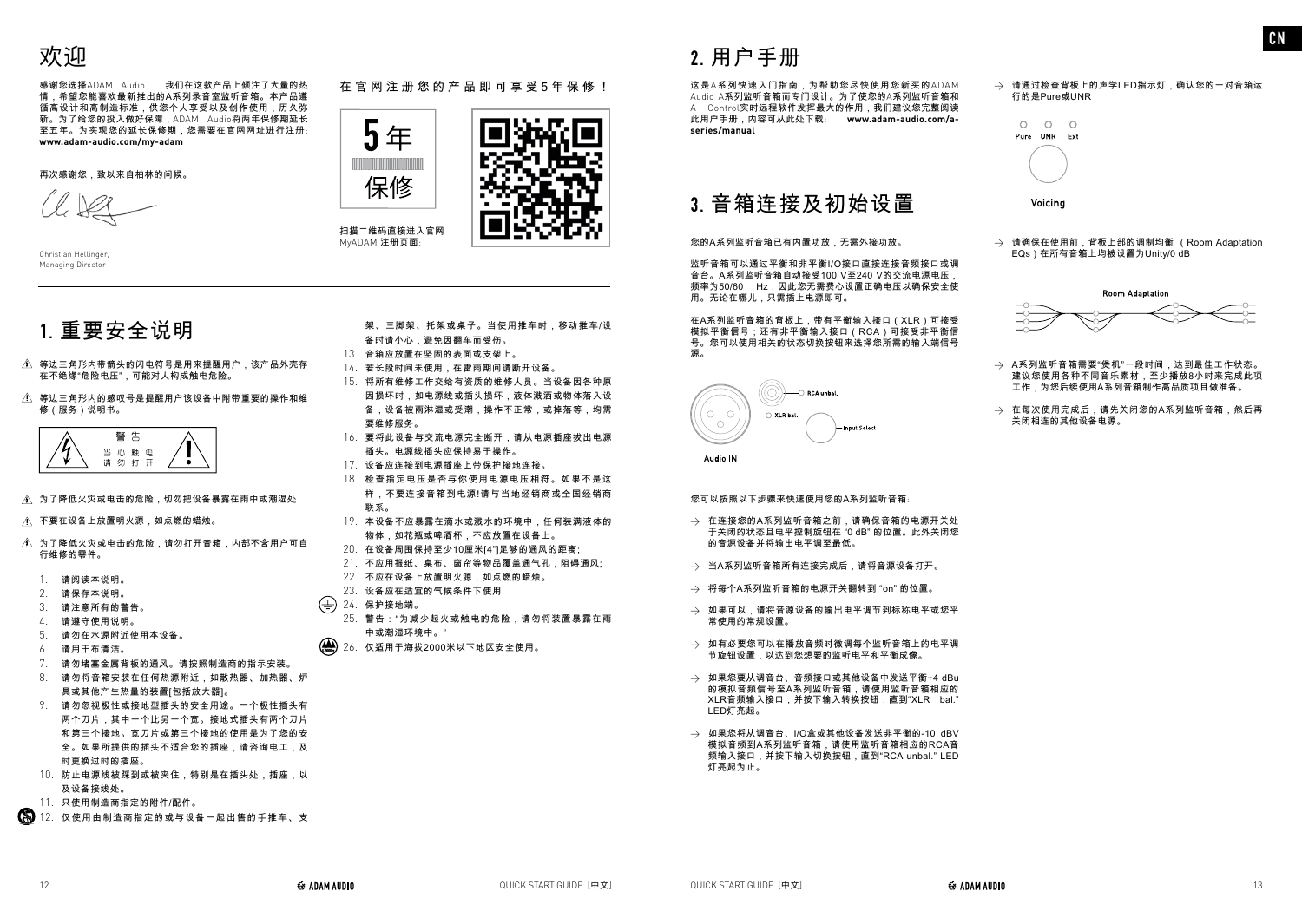# 欢迎

感谢您选择ADAM Audio！我们在这款产品上倾注了大量的热情，希望您能喜欢最新推出的A系列录音室监听音箱。本产品遵循高设计和高制造标准，供您个人享受以及创作使用，历久弥新。为了给您的投入做好保障，ADAM Audio将两年保修期延长至五年。为实现您的延长保修期，您需要在官网网址进行注册：**www.adam-audio.com/my-adam**

再次感谢您，致以来自柏林的问候。

Christian Hellinger,
Managing Director

在官网注册您的产品即可享受5年保修！

5年
保修

扫描二维码直接进入官网MyADAM 注册页面：

# 1. 重要安全说明

⚠ 等边三角形内带箭头的闪电符号是用来提醒用户，该产品外壳存在不绝缘"危险电压"，可能对人构成触电危险。

⚠ 等边三角形内的感叹号是提醒用户该设备中附带重要的操作和维修（服务）说明书。

警告
当心触电
请勿打开

⚠ 为了降低火灾或电击的危险，切勿把设备暴露在雨中或潮湿处

⚠ 不要在设备上放置明火源，如点燃的蜡烛。

⚠ 为了降低火灾或电击的危险，请勿打开音箱，内部不含用户可自行维修的零件。

1. 请阅读本说明。
2. 请保存本说明。
3. 请注意所有的警告。
4. 请遵守使用说明。
5. 请勿在水源附近使用本设备。
6. 请用干布清洁。
7. 请勿堵塞音箱背板的通风。请按照制造商的指示安装。
8. 请勿将音箱安装在任何热源附近，如散热器、加热器、炉具或其他产生热量的装置[包括放大器]。
9. 请勿忽视极性或接地型插头的安全用途。一个极性插头有两个刀片，其中一个比另一个宽。接地式插头有两个刀片和第三个接地。宽刀片或第三个接地的使用是为了您的安全。如果所提供的插头不适合您的插座，请咨询电工，及时更换过时的插座。
10. 防止电源线被踩到或被夹住，特别是在插头处，插座，以及设备接线处。
11. 只使用制造商指定的附件/配件。
12. 仅使用由制造商指定的或与设备一起出售的手推车、支架、三脚架、托架或桌子。当使用推车时，移动推车/设备时请小心，避免因翻车而受伤。
13. 音箱应放置在坚固的表面或支架上。
14. 若长段时间未使用，在雷雨期间请断开设备。
15. 将所有维修工作交给有资质的维修人员。当设备因各种原因损坏时，如电源线或插头损坏，液体溅洒或物体落入设备，设备被雨淋湿或受潮，操作不正常，或掉落等，均需要维修服务。
16. 要将此设备与交流电源完全断开，请从电源插座拔出电源插头。电源线插头应保持易于操作。
17. 设备应连接到电源插座上带保护接地连接。
18. 检查指定电压是否与你使用电源电压相符。如果不是这样，不要连接音箱到电源!请与当地经销商或全国经销商联系。
19. 本设备不应暴露在滴水或溅水的环境中，任何装满液体的物体，如花瓶或啤酒杯，不应放置在设备上。
20. 在设备周围保持至少10厘米[4"]足够的通风的距离;
21. 不应用报纸、桌布、窗帘等物品覆盖通气孔，阻碍通风;
22. 不应在设备上放置明火源，如点燃的蜡烛。
23. 设备应在适宜的气候条件下使用
24. 保护接地端。
25. 警告："为减少起火或触电的危险，请勿将装置暴露在雨中或潮湿环境中。"
26. 仅适用于海拔2000米以下地区安全使用。

# 2. 用户手册

这是A系列快速入门指南，为帮助您尽快使用您新买的ADAM Audio A系列监听音箱而专门设计。为了使您的A系列监听音箱和A Control实时远程软件发挥最大的作用，我们建议您完整阅读此用户手册，内容可从此处下载：**www.adam-audio.com/a-series/manual**

# 3. 音箱连接及初始设置

您的A系列监听音箱已有内置功放，无需外接功放。

监听音箱可以通过平衡和非平衡I/O接口直接连接音频接口或调音台。A系列监听音箱自动接受100 V至240 V的交流电源电压，频率为50/60 Hz，因此您无需费心设置正确电压以确保安全使用。无论在哪儿，只需插上电源即可。

在A系列监听音箱的背板上，带有平衡输入接口（XLR）可接受模拟平衡信号；还有非平衡输入接口（RCA）可接受非平衡信号。您可以使用相关的状态切换按钮来选择您所需的输入端信号源。

RCA unbal.
XLR bal.
Input Select
Audio IN

您可以按照以下步骤来快速使用您的A系列监听音箱：

→ 在连接您的A系列监听音箱之前，请确保音箱的电源开关处于关闭的状态且电平控制旋钮在 "0 dB" 的位置。此外关闭您的音源设备并将输出电平调至最低。

→ 当A系列监听音箱所有连接完成后，请将音源设备打开。

→ 将每个A系列监听音箱的电源开关翻转到 "on" 的位置。

→ 如果可以，请将音源设备的输出电平调节到标称电平或您平常使用的常规设置。

→ 如有必要您可以在播放音频时微调每个监听音箱上的电平调节旋钮设置，以达到您想要的监听电平和平衡成像。

→ 如果您要从调音台、音频接口或其他设备中发送平衡+4 dBu的模拟音频信号至A系列监听音箱，请使用监听音箱相应的XLR音频输入接口，并按下输入转换按钮，直到"XLR bal." LED灯亮起。

→ 如果您将从调音台、I/O盒或其他设备发送非平衡的-10 dBV模拟音频到A系列监听音箱，请使用监听音箱相应的RCA音频输入接口，并按下输入切换按钮，直到"RCA unbal." LED灯亮起为止。

→ 请通过检查背板上的声学LED指示灯，确认您的一对音箱运行的是Pure或UNR

Pure UNR Ext
Voicing

→ 请确保在使用前，背板上部的调制均衡（Room Adaptation EQs）在所有音箱上均被设置为Unity/0 dB

Room Adaptation

→ A系列监听音箱需要"煲机"一段时间，达到最佳工作状态。建议您使用各种不同音乐素材，至少播放8小时来完成此项工作，为您后续使用A系列音箱制作高品质项目做准备。

→ 在每次使用完成后，请先关闭您的A系列监听音箱，然后再关闭相连的其他设备电源。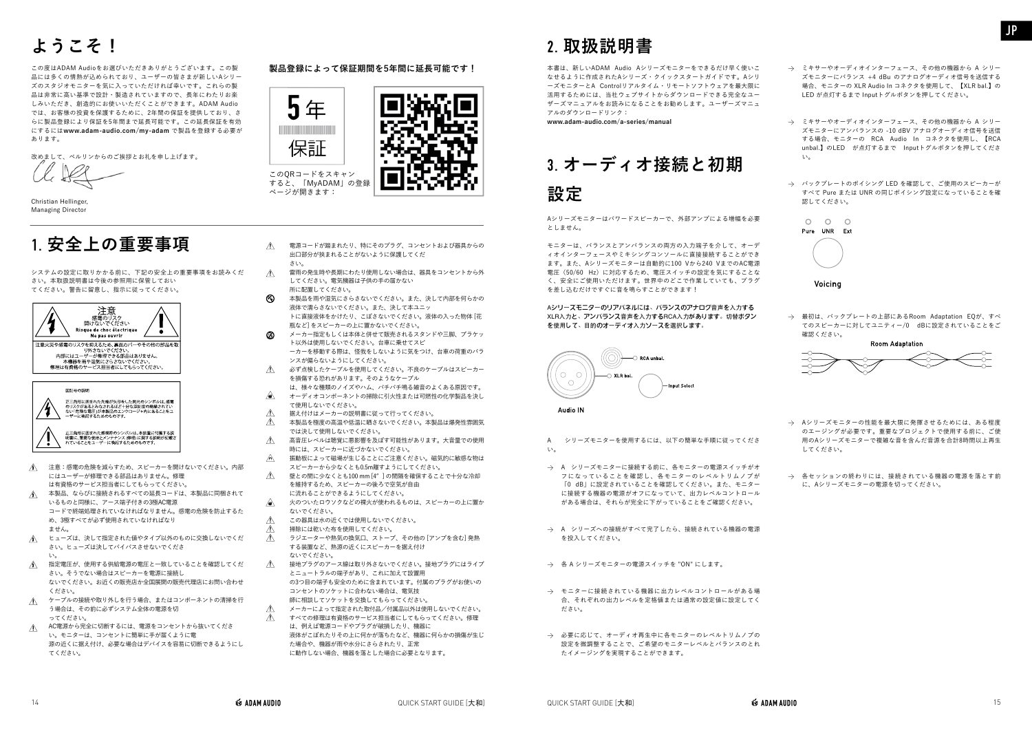# ようこそ！

この度はADAM Audioをお選びいただきありがとうございます。この製品には多くの情熱が込められており、ユーザーの皆さまが新しいAシリーズのスタジオモニターを気に入っていただければ幸いです。これらの製品は非常に高い基準で設計・製造されていますので、長年にわたりお楽しみいただき、創造的にお使いいただくことができます。ADAM Audioでは、お客様の投資を保護するために、2年間の保証を提供しており、さらに製品登録により保証を5年間まで延長可能です。この延長保証を有効にするには **www.adam-audio.com/my-adam** で製品を登録する必要があります。

改めまして、ベルリンからのご挨拶とお礼を申し上げます。

Christian Hellinger,
Managing Director

**製品登録によって保証期間を5年間に延長可能です！**

5年
保証

このQRコードをスキャンすると、「MyADAM」の登録ページが開きます：

# 1. 安全上の重要事項

システムの設定に取りかかる前に、下記の安全上の重要事項をお読みください。本取扱説明書は今後の参照用に保管しておいてください。警告に留意し、指示に従ってください。

注意
感電のリスク
開けないでください
Risque de choc électrique
Ne pas ouvrir

注意火災や感電のリスクを軽減するため、裏面のカバーやその他の部品を取り外さないでください。
内部にはユーザーが修理できる部品はありません。
本機器を雨や湿気にさらさないでください。
修理は有資格のサービス担当者にしてもらってください。

図記号の説明

正三角形に囲まれた先端が矢印をした稲妻のシンボルは、感電のリスクがあるとみなされるほど十分な振幅を持つ絶縁されていない「危険な電圧」が本製品のエンクロージャ内にあることをユーザーに警告するためのものです。

正三角形に囲まれた感嘆符のシンボルは、本装置に付属する説明書に、重要な使用とメンテナンス（修理）に関する説明が記載されていることをユーザーに警告するためのものです。

- 注意：感電の危険を減らすため、スピーカーを開けないでください。内部にはユーザーが修理できる部品はありません。修理は有資格のサービス担当者にしてもらってください。
- 本製品、ならびに接続されるすべての延長コードは、本製品に同梱されているものと同様に、アース端子付きの3極AC電源コードで終端処理されていなければなりません。感電の危険を防止するため、3極すべてが必ず使用されていなければなりません。
- ヒューズは、決して指定された値やタイプ以外のものに交換しないでください。ヒューズは決してバイパスさせないでください。
- 指定電圧が、使用する供給電源の電圧と一致していることを確認してください。そうでない場合はスピーカーを電源に接続しないでください。お近くの販売店か全国展開の販売代理店にお問い合わせください。
- ケーブルの接続や取り外しを行う場合、またはコンポーネントの清掃を行う場合は、その前に必ずシステム全体の電源を切ってください。
- AC電源から完全に切断するには、電源をコンセントから抜いてください。モニターは、コンセントに簡単に手が届くように電源の近くに据え付け、必要な場合はデバイスを容易に切断できるようにしてください。
- 電源コードが踏まれたり、特にそのプラグ、コンセントおよび器具からの出口部分が挟まれることがないように保護してください。
- 雷雨の発生時や長期にわたり使用しない場合は、器具をコンセントから外してください。電気機器は子供の手の届かない所に配置してください。
- 本製品を雨や湿気にさらさないでください。また、決して内部を何らかの液体で濡らさないでください。また、決して本ユニットに直接液体をかけたり、こぼさないでください。液体の入った物体［花瓶など］をスピーカーの上に置かないでください。
- メーカー指定もしくは本体と併せて販売されるスタンドや三脚、ブラケット以外は使用しないでください。台車に乗せてスピーカーを移動する際は、怪我をしないように気をつけ、台車の荷重のバランスが偏らないようにしてください。
- 必ず点検したケーブルを使用してください。不良のケーブルはスピーカーを損傷する恐れがあります。そのようなケーブルは、様々な種類のノイズやハム、パチパチ鳴る雑音のよくある原因です。
- オーディオコンポーネントの掃除に引火性または可燃性の化学製品を決して使用しないでください。
- 据え付けはメーカーの説明書に従って行ってください。
- 本製品を極度の高温や低温に晒さないでください。本製品は爆発性雰囲気では決して使用しないでください。
- 高音圧レベルは聴覚に悪影響を及ぼす可能性があります。大音量での使用時には、スピーカーに近づかないでください。
- 振動板によって磁場が生じることにご注意ください。磁気的に敏感な物はスピーカーから少なくとも0.5m離すようにしてください。
- 壁との間に少なくとも100 mm [4"] の間隔を確保することで十分な冷却を維持するため、スピーカーの後ろで空気が自由に流れることができるようにしてください。
- 火のついたロウソクなどの裸火が使われるものは、スピーカーの上に置かないでください。
- この器具は水の近くでは使用しないでください。
- 掃除には乾いた布を使用してください。
- ラジエーターや熱気の換気口、ストーブ、その他の［アンプを含む］発熱する装置など、熱源の近くにスピーカーを据え付けないでください。
- 接地プラグのアース線は取り外さないでください。接地プラグにはライブとニュートラルの端子があり、これに加えて設置用の3つ目の端子も安全のために含まれています。付属のプラグがお使いのコンセントのソケットに合わない場合は、電気技師に相談してソケットを交換してもらってください。
- メーカーによって指定された取付品／付属品以外は使用しないでください。
- すべての修理は有資格のサービス担当者にしてもらってください。修理は、例えば電源コードやプラグが破損したり、機器に液体がこぼれたりその上に何かが落ちたなど、機器に何らかの損傷が生じた場合や、機器が雨や水分にさらされたり、正常に動作しない場合、機器を落とした場合に必要となります。

# 2. 取扱説明書

本書は、新しいADAM Audio Aシリーズモニターをできるだけ早く使いこなせるように作成されたAシリーズ・クイックスタートガイドです。Aシリーズモニターと A Controlリアルタイム・リモートソフトウェアを最大限に活用するためには、当社ウェブサイトからダウンロードできる完全なユーザーズマニュアルをお読みになることをお勧めします。ユーザーズマニュアルのダウンロードリンク：
**www.adam-audio.com/a-series/manual**

# 3. オーディオ接続と初期設定

Aシリーズモニターはパワードスピーカーで、外部アンプによる増幅を必要としません。

モニターは、バランスとアンバランスの両方の入力端子を介して、オーディオインターフェースやミキシングコンソールに直接接続することができます。また、Aシリーズモニターは自動的に100 Vから240 VまでのAC電源電圧（50/60 Hz）に対応するため、電圧スイッチの設定を気にすることなく、安全にご使用いただけます。世界中のどこで作業していても、プラグを差し込むだけですぐに音を鳴らすことができます！

**Aシリーズモニターのリアパネルには、バランスのアナログ音声を入力するXLR入力と、アンバランス音声を入力するRCA入力があります。切替ボタンを使用して、目的のオーディオ入力ソースを選択します。**

RCA unbal.
XLR bal.
Input Select
Audio IN

A　シリーズモニターを使用するには、以下の簡単な手順に従ってください。

→ A　シリーズモニターに接続する前に、各モニターの電源スイッチがオフになっていることを確認し、各モニターのレベルトリムノブが「0　dB」に設定されていることを確認してください。また、モニターに接続する機器の電源がオフになっていて、出力レベルコントロールがある場合は、それらが完全に下がっていることをご確認ください。

→ A　シリーズへの接続がすべて完了したら、接続されている機器の電源を投入してください。

→ 各 A シリーズモニターの電源スイッチを "ON" にします。

→ モニターに接続されている機器に出力レベルコントロールがある場合、それぞれの出力レベルを定格値または通常の設定値に設定してください。

→ 必要に応じて、オーディオ再生中に各モニターのレベルトリムノブの設定を微調整することで、ご希望のモニターレベルとバランスのとれたイメージングを実現することができます。

→ ミキサーやオーディオインターフェース、その他の機器から A シリーズモニターにバランス +4 dBu のアナログオーディオ信号を送信する場合、モニターの XLR Audio In コネクタを使用して、【XLR bal.】の LED が点灯するまで Inputトグルボタンを押してください。

→ ミキサーやオーディオインターフェース、その他の機器から A シリーズモニターにアンバランスの -10 dBV アナログオーディオ信号を送信する場合、モニターの　RCA　Audio　In　コネクタを使用し、【RCA unbal.】のLED　が点灯するまで　Inputトグルボタンを押してください。

→ バックプレートのボイシング LED を確認して、ご使用のスピーカーがすべて Pure または UNR の同じボイシング設定になっていることを確認してください。

Pure　UNR　Ext
Voicing

→ 最初は、バックプレートの上部にあるRoom Adaptation EQが、すべてのスピーカーに対してユニティー/0　dBに設定されていることをご確認ください。

Room Adaptation

→ Aシリーズモニターの性能を最大限に発揮させるためには、ある程度のエージングが必要です。重要なプロジェクトで使用する前に、ご使用のAシリーズモニターで複雑な音を含んだ音源を合計8時間以上再生してください。

→ 各セッションの終わりには、接続されている機器の電源を落とす前に、Aシリーズモニターの電源を切ってください。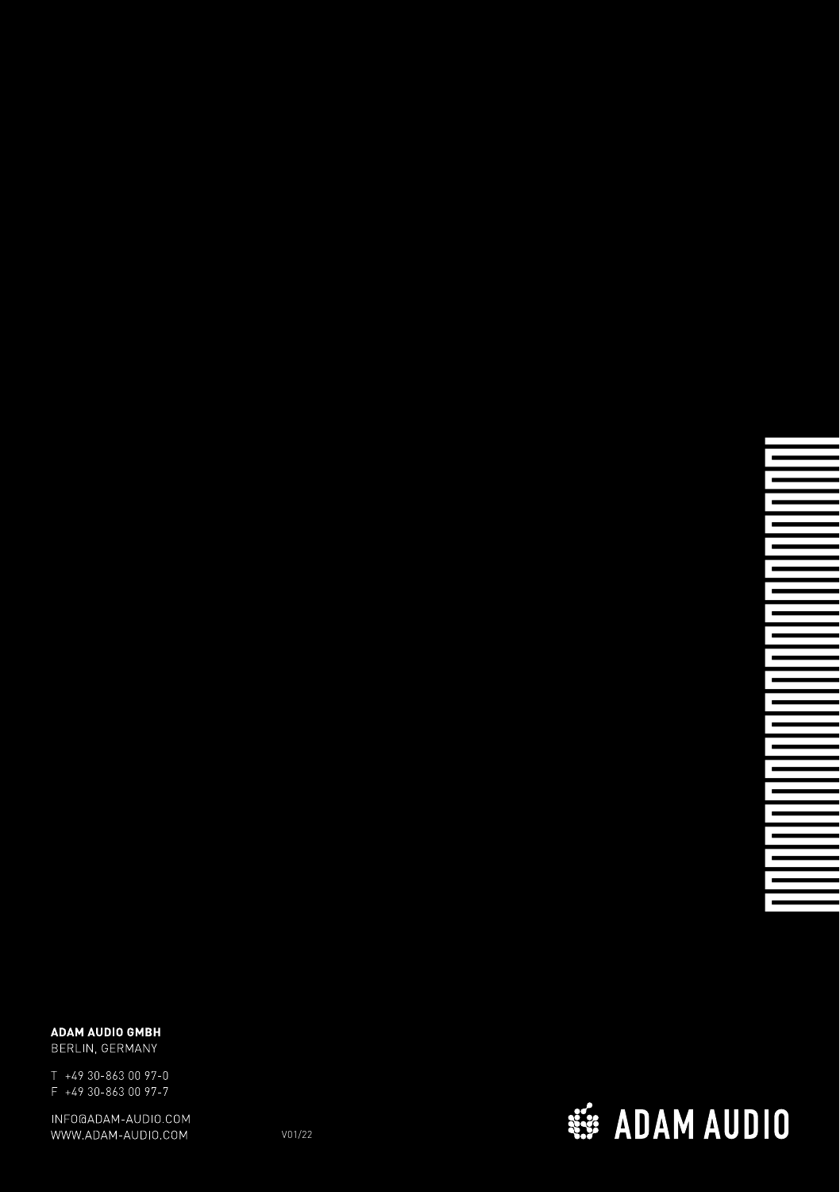**ADAM AUDIO GMBH**
BERLIN, GERMANY

T +49 30-863 00 97-0
F +49 30-863 00 97-7

INFO@ADAM-AUDIO.COM
WWW.ADAM-AUDIO.COM

V01/22

ADAM AUDIO